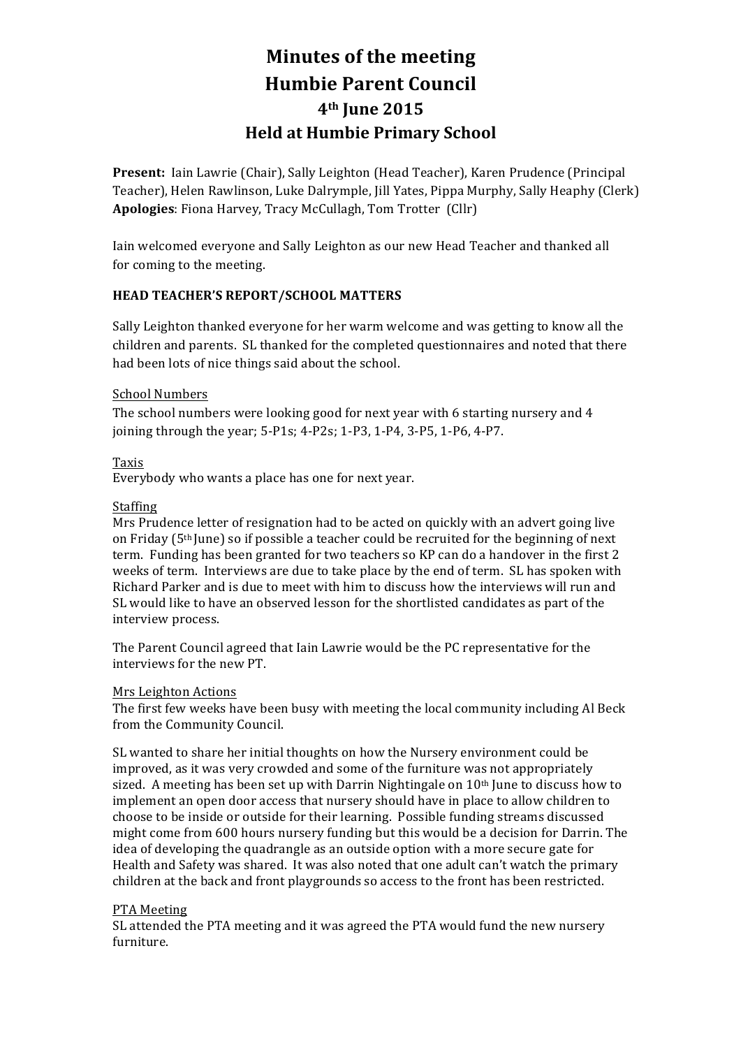# Minutes of the meeting
# Humbie Parent Council
# 4th June 2015
# Held at Humbie Primary School

**Present:** Iain Lawrie (Chair), Sally Leighton (Head Teacher), Karen Prudence (Principal Teacher), Helen Rawlinson, Luke Dalrymple, Jill Yates, Pippa Murphy, Sally Heaphy (Clerk)
**Apologies**: Fiona Harvey, Tracy McCullagh, Tom Trotter (Cllr)

Iain welcomed everyone and Sally Leighton as our new Head Teacher and thanked all for coming to the meeting.

**HEAD TEACHER'S REPORT/SCHOOL MATTERS**

Sally Leighton thanked everyone for her warm welcome and was getting to know all the children and parents. SL thanked for the completed questionnaires and noted that there had been lots of nice things said about the school.

School Numbers
The school numbers were looking good for next year with 6 starting nursery and 4 joining through the year; 5-P1s; 4-P2s; 1-P3, 1-P4, 3-P5, 1-P6, 4-P7.

Taxis
Everybody who wants a place has one for next year.

Staffing
Mrs Prudence letter of resignation had to be acted on quickly with an advert going live on Friday (5th June) so if possible a teacher could be recruited for the beginning of next term. Funding has been granted for two teachers so KP can do a handover in the first 2 weeks of term. Interviews are due to take place by the end of term. SL has spoken with Richard Parker and is due to meet with him to discuss how the interviews will run and SL would like to have an observed lesson for the shortlisted candidates as part of the interview process.

The Parent Council agreed that Iain Lawrie would be the PC representative for the interviews for the new PT.

Mrs Leighton Actions
The first few weeks have been busy with meeting the local community including Al Beck from the Community Council.

SL wanted to share her initial thoughts on how the Nursery environment could be improved, as it was very crowded and some of the furniture was not appropriately sized. A meeting has been set up with Darrin Nightingale on 10th June to discuss how to implement an open door access that nursery should have in place to allow children to choose to be inside or outside for their learning. Possible funding streams discussed might come from 600 hours nursery funding but this would be a decision for Darrin. The idea of developing the quadrangle as an outside option with a more secure gate for Health and Safety was shared. It was also noted that one adult can't watch the primary children at the back and front playgrounds so access to the front has been restricted.

PTA Meeting
SL attended the PTA meeting and it was agreed the PTA would fund the new nursery furniture.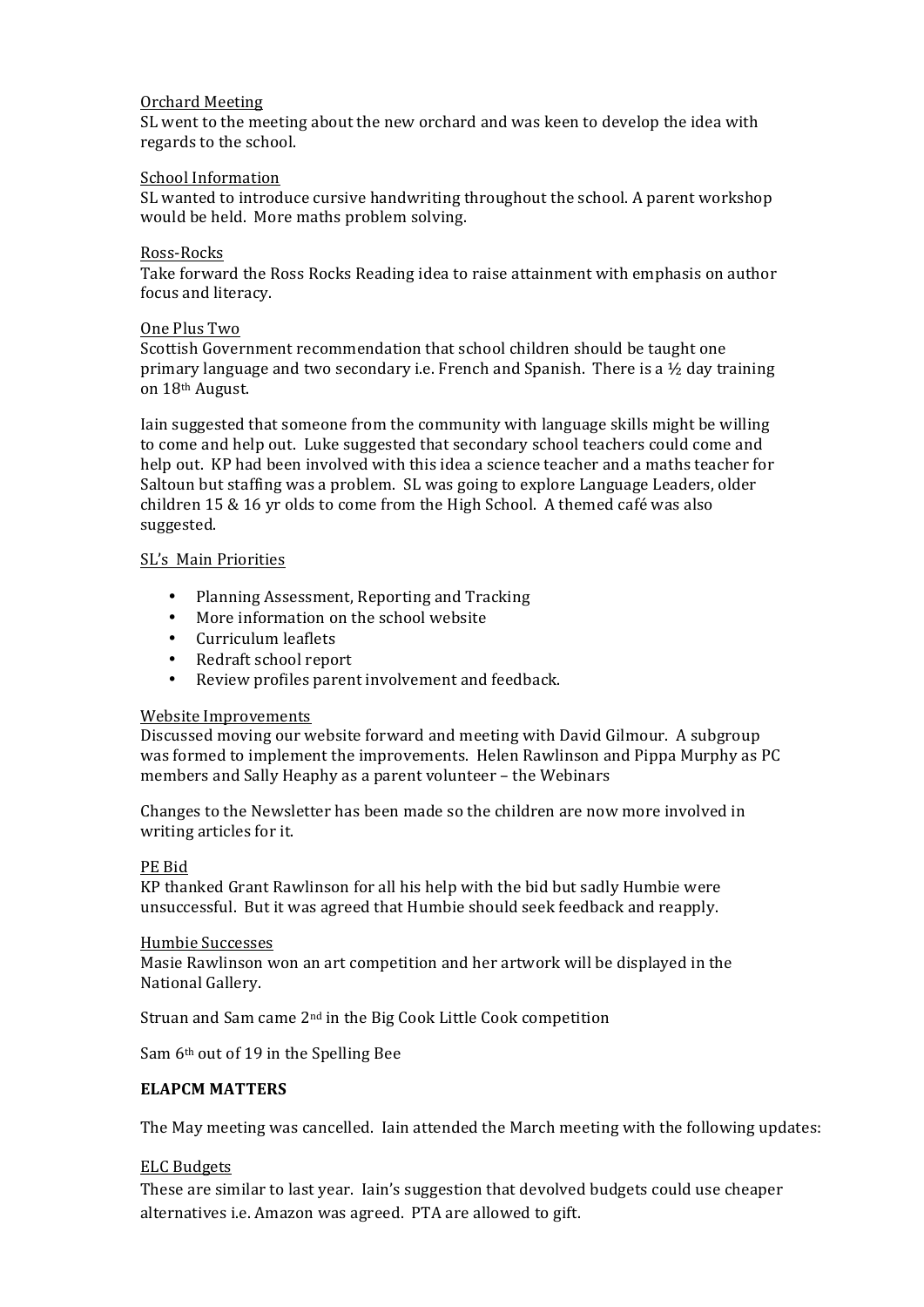Orchard Meeting

SL went to the meeting about the new orchard and was keen to develop the idea with regards to the school.

School Information

SL wanted to introduce cursive handwriting throughout the school. A parent workshop would be held. More maths problem solving.

Ross-Rocks

Take forward the Ross Rocks Reading idea to raise attainment with emphasis on author focus and literacy.

One Plus Two

Scottish Government recommendation that school children should be taught one primary language and two secondary i.e. French and Spanish. There is a ½ day training on 18th August.

Iain suggested that someone from the community with language skills might be willing to come and help out. Luke suggested that secondary school teachers could come and help out. KP had been involved with this idea a science teacher and a maths teacher for Saltoun but staffing was a problem. SL was going to explore Language Leaders, older children 15 & 16 yr olds to come from the High School. A themed café was also suggested.

SL's Main Priorities

- Planning Assessment, Reporting and Tracking
- More information on the school website
- Curriculum leaflets
- Redraft school report
- Review profiles parent involvement and feedback.

Website Improvements

Discussed moving our website forward and meeting with David Gilmour. A subgroup was formed to implement the improvements. Helen Rawlinson and Pippa Murphy as PC members and Sally Heaphy as a parent volunteer – the Webinars

Changes to the Newsletter has been made so the children are now more involved in writing articles for it.

PE Bid

KP thanked Grant Rawlinson for all his help with the bid but sadly Humbie were unsuccessful. But it was agreed that Humbie should seek feedback and reapply.

Humbie Successes

Masie Rawlinson won an art competition and her artwork will be displayed in the National Gallery.

Struan and Sam came 2nd in the Big Cook Little Cook competition

Sam 6th out of 19 in the Spelling Bee

**ELAPCM MATTERS**

The May meeting was cancelled. Iain attended the March meeting with the following updates:

ELC Budgets

These are similar to last year. Iain's suggestion that devolved budgets could use cheaper alternatives i.e. Amazon was agreed. PTA are allowed to gift.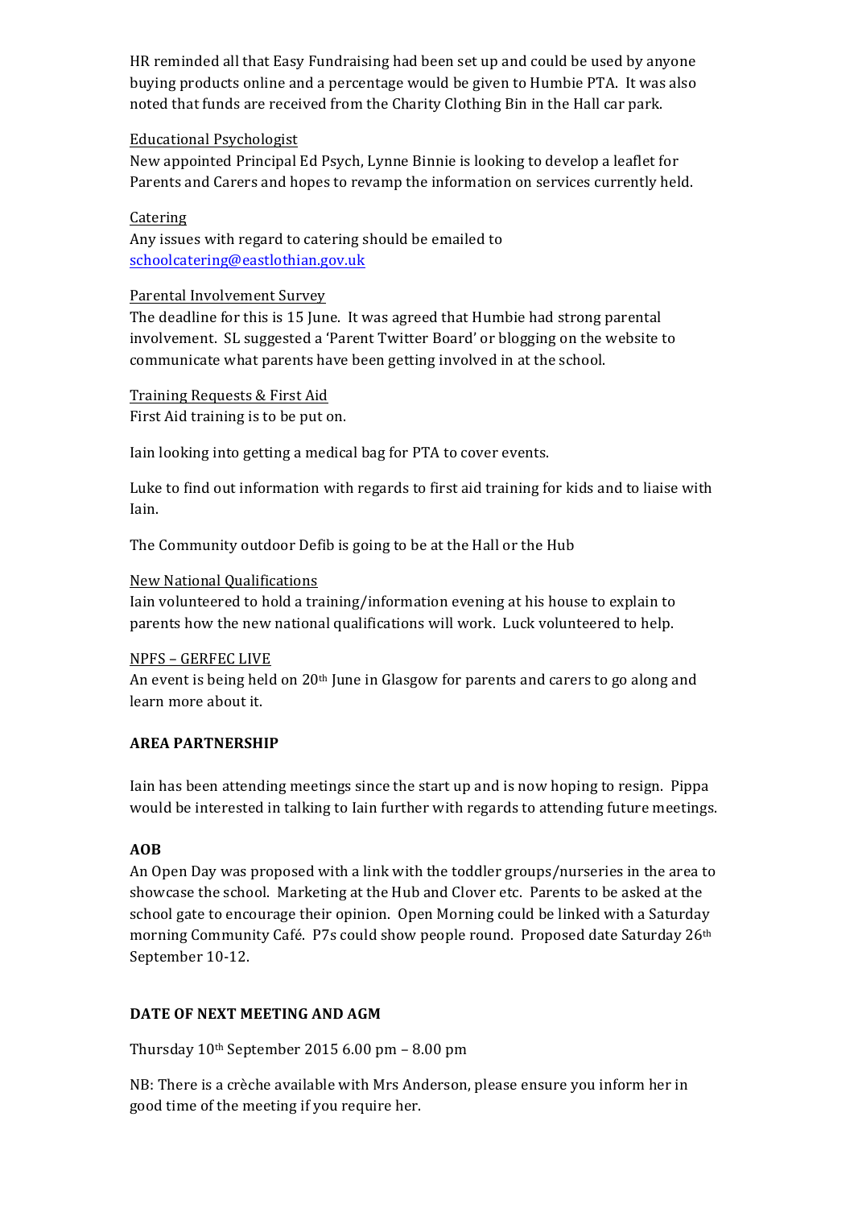HR reminded all that Easy Fundraising had been set up and could be used by anyone buying products online and a percentage would be given to Humbie PTA. It was also noted that funds are received from the Charity Clothing Bin in the Hall car park.

Educational Psychologist

New appointed Principal Ed Psych, Lynne Binnie is looking to develop a leaflet for Parents and Carers and hopes to revamp the information on services currently held.

Catering

Any issues with regard to catering should be emailed to schoolcatering@eastlothian.gov.uk

Parental Involvement Survey

The deadline for this is 15 June. It was agreed that Humbie had strong parental involvement. SL suggested a 'Parent Twitter Board' or blogging on the website to communicate what parents have been getting involved in at the school.

Training Requests & First Aid

First Aid training is to be put on.

Iain looking into getting a medical bag for PTA to cover events.

Luke to find out information with regards to first aid training for kids and to liaise with Iain.

The Community outdoor Defib is going to be at the Hall or the Hub

New National Qualifications

Iain volunteered to hold a training/information evening at his house to explain to parents how the new national qualifications will work. Luck volunteered to help.

NPFS – GERFEC LIVE

An event is being held on 20th June in Glasgow for parents and carers to go along and learn more about it.

**AREA PARTNERSHIP**

Iain has been attending meetings since the start up and is now hoping to resign. Pippa would be interested in talking to Iain further with regards to attending future meetings.

**AOB**

An Open Day was proposed with a link with the toddler groups/nurseries in the area to showcase the school. Marketing at the Hub and Clover etc. Parents to be asked at the school gate to encourage their opinion. Open Morning could be linked with a Saturday morning Community Café. P7s could show people round. Proposed date Saturday 26th September 10-12.

**DATE OF NEXT MEETING AND AGM**

Thursday 10th September 2015 6.00 pm – 8.00 pm

NB: There is a crèche available with Mrs Anderson, please ensure you inform her in good time of the meeting if you require her.